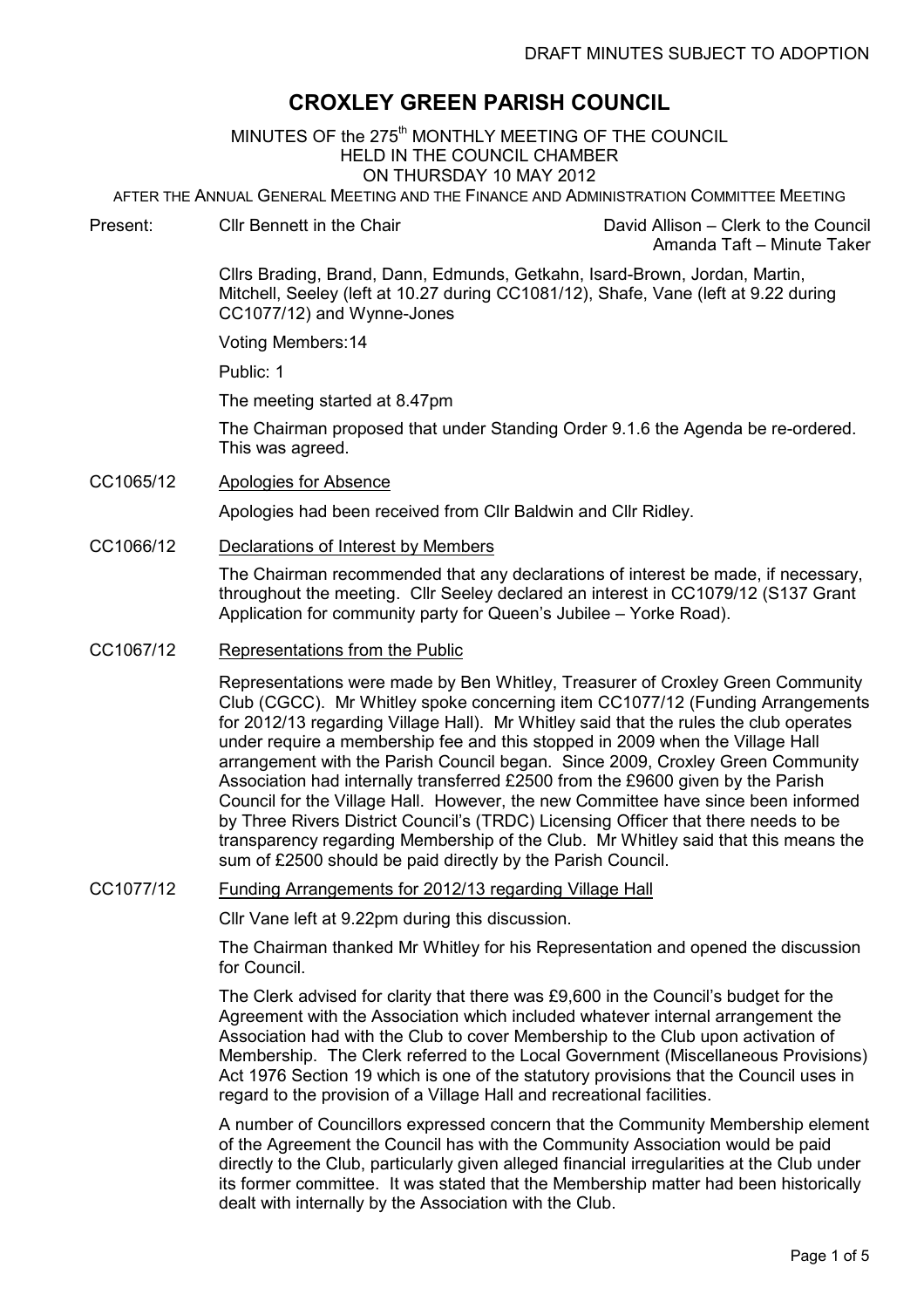DRAFT MINUTES SUBJECT TO ADOPTION

# CROXLEY GREEN PARISH COUNCIL

MINUTES OF the 275th MONTHLY MEETING OF THE COUNCIL
HELD IN THE COUNCIL CHAMBER
ON THURSDAY 10 MAY 2012
AFTER THE ANNUAL GENERAL MEETING AND THE FINANCE AND ADMINISTRATION COMMITTEE MEETING

Present: Cllr Bennett in the Chair

David Allison – Clerk to the Council
Amanda Taft – Minute Taker

Cllrs Brading, Brand, Dann, Edmunds, Getkahn, Isard-Brown, Jordan, Martin, Mitchell, Seeley (left at 10.27 during CC1081/12), Shafe, Vane (left at 9.22 during CC1077/12) and Wynne-Jones

Voting Members:14

Public: 1

The meeting started at 8.47pm

The Chairman proposed that under Standing Order 9.1.6 the Agenda be re-ordered. This was agreed.

**CC1065/12 Apologies for Absence**

Apologies had been received from Cllr Baldwin and Cllr Ridley.

**CC1066/12 Declarations of Interest by Members**

The Chairman recommended that any declarations of interest be made, if necessary, throughout the meeting. Cllr Seeley declared an interest in CC1079/12 (S137 Grant Application for community party for Queen's Jubilee – Yorke Road).

**CC1067/12 Representations from the Public**

Representations were made by Ben Whitley, Treasurer of Croxley Green Community Club (CGCC). Mr Whitley spoke concerning item CC1077/12 (Funding Arrangements for 2012/13 regarding Village Hall). Mr Whitley said that the rules the club operates under require a membership fee and this stopped in 2009 when the Village Hall arrangement with the Parish Council began. Since 2009, Croxley Green Community Association had internally transferred £2500 from the £9600 given by the Parish Council for the Village Hall. However, the new Committee have since been informed by Three Rivers District Council's (TRDC) Licensing Officer that there needs to be transparency regarding Membership of the Club. Mr Whitley said that this means the sum of £2500 should be paid directly by the Parish Council.

**CC1077/12 Funding Arrangements for 2012/13 regarding Village Hall**

Cllr Vane left at 9.22pm during this discussion.

The Chairman thanked Mr Whitley for his Representation and opened the discussion for Council.

The Clerk advised for clarity that there was £9,600 in the Council's budget for the Agreement with the Association which included whatever internal arrangement the Association had with the Club to cover Membership to the Club upon activation of Membership. The Clerk referred to the Local Government (Miscellaneous Provisions) Act 1976 Section 19 which is one of the statutory provisions that the Council uses in regard to the provision of a Village Hall and recreational facilities.

A number of Councillors expressed concern that the Community Membership element of the Agreement the Council has with the Community Association would be paid directly to the Club, particularly given alleged financial irregularities at the Club under its former committee. It was stated that the Membership matter had been historically dealt with internally by the Association with the Club.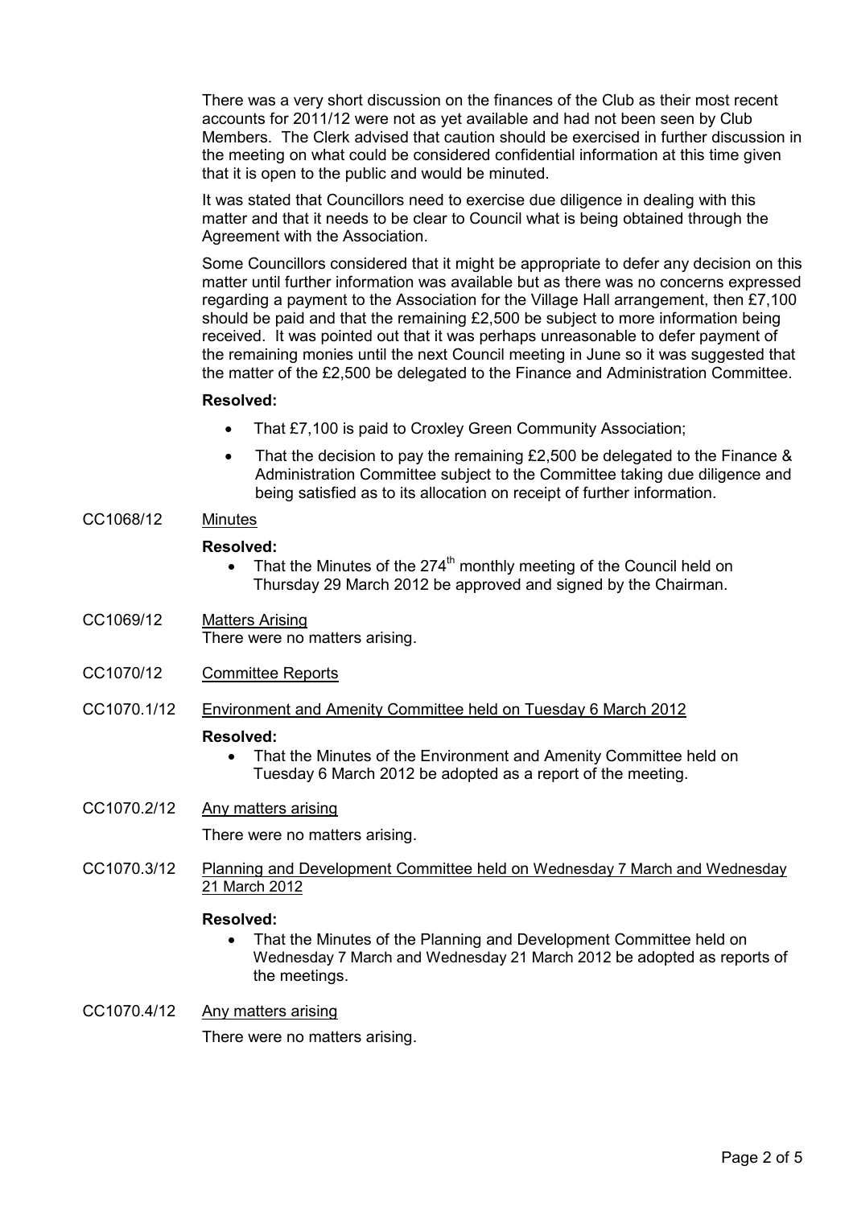There was a very short discussion on the finances of the Club as their most recent accounts for 2011/12 were not as yet available and had not been seen by Club Members. The Clerk advised that caution should be exercised in further discussion in the meeting on what could be considered confidential information at this time given that it is open to the public and would be minuted.

It was stated that Councillors need to exercise due diligence in dealing with this matter and that it needs to be clear to Council what is being obtained through the Agreement with the Association.

Some Councillors considered that it might be appropriate to defer any decision on this matter until further information was available but as there was no concerns expressed regarding a payment to the Association for the Village Hall arrangement, then £7,100 should be paid and that the remaining £2,500 be subject to more information being received. It was pointed out that it was perhaps unreasonable to defer payment of the remaining monies until the next Council meeting in June so it was suggested that the matter of the £2,500 be delegated to the Finance and Administration Committee.

**Resolved:**

- That £7,100 is paid to Croxley Green Community Association;
- That the decision to pay the remaining £2,500 be delegated to the Finance & Administration Committee subject to the Committee taking due diligence and being satisfied as to its allocation on receipt of further information.

CC1068/12 Minutes

**Resolved:**

- That the Minutes of the 274th monthly meeting of the Council held on Thursday 29 March 2012 be approved and signed by the Chairman.

CC1069/12 Matters Arising

There were no matters arising.

CC1070/12 Committee Reports

CC1070.1/12 Environment and Amenity Committee held on Tuesday 6 March 2012

**Resolved:**

- That the Minutes of the Environment and Amenity Committee held on Tuesday 6 March 2012 be adopted as a report of the meeting.

CC1070.2/12 Any matters arising

There were no matters arising.

CC1070.3/12 Planning and Development Committee held on Wednesday 7 March and Wednesday 21 March 2012

**Resolved:**

- That the Minutes of the Planning and Development Committee held on Wednesday 7 March and Wednesday 21 March 2012 be adopted as reports of the meetings.

CC1070.4/12 Any matters arising

There were no matters arising.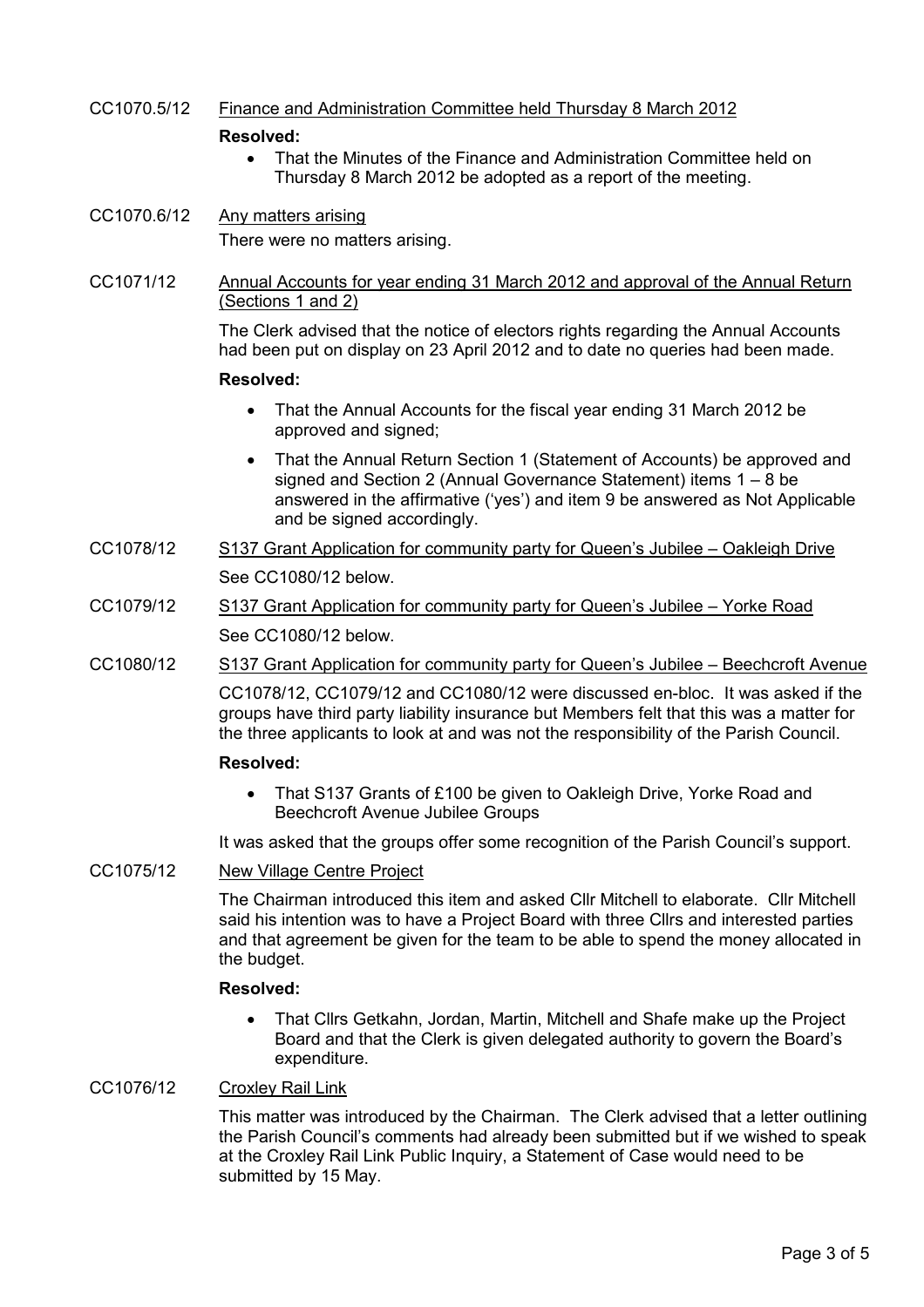CC1070.5/12 Finance and Administration Committee held Thursday 8 March 2012

**Resolved:**

- That the Minutes of the Finance and Administration Committee held on Thursday 8 March 2012 be adopted as a report of the meeting.

CC1070.6/12 Any matters arising

There were no matters arising.

CC1071/12 Annual Accounts for year ending 31 March 2012 and approval of the Annual Return (Sections 1 and 2)

The Clerk advised that the notice of electors rights regarding the Annual Accounts had been put on display on 23 April 2012 and to date no queries had been made.

**Resolved:**

- That the Annual Accounts for the fiscal year ending 31 March 2012 be approved and signed;
- That the Annual Return Section 1 (Statement of Accounts) be approved and signed and Section 2 (Annual Governance Statement) items 1 – 8 be answered in the affirmative ('yes') and item 9 be answered as Not Applicable and be signed accordingly.

CC1078/12 S137 Grant Application for community party for Queen's Jubilee – Oakleigh Drive

See CC1080/12 below.

CC1079/12 S137 Grant Application for community party for Queen's Jubilee – Yorke Road

See CC1080/12 below.

CC1080/12 S137 Grant Application for community party for Queen's Jubilee – Beechcroft Avenue

CC1078/12, CC1079/12 and CC1080/12 were discussed en-bloc. It was asked if the groups have third party liability insurance but Members felt that this was a matter for the three applicants to look at and was not the responsibility of the Parish Council.

**Resolved:**

- That S137 Grants of £100 be given to Oakleigh Drive, Yorke Road and Beechcroft Avenue Jubilee Groups

It was asked that the groups offer some recognition of the Parish Council's support.

CC1075/12 New Village Centre Project

The Chairman introduced this item and asked Cllr Mitchell to elaborate. Cllr Mitchell said his intention was to have a Project Board with three Cllrs and interested parties and that agreement be given for the team to be able to spend the money allocated in the budget.

**Resolved:**

- That Cllrs Getkahn, Jordan, Martin, Mitchell and Shafe make up the Project Board and that the Clerk is given delegated authority to govern the Board's expenditure.

CC1076/12 Croxley Rail Link

This matter was introduced by the Chairman. The Clerk advised that a letter outlining the Parish Council's comments had already been submitted but if we wished to speak at the Croxley Rail Link Public Inquiry, a Statement of Case would need to be submitted by 15 May.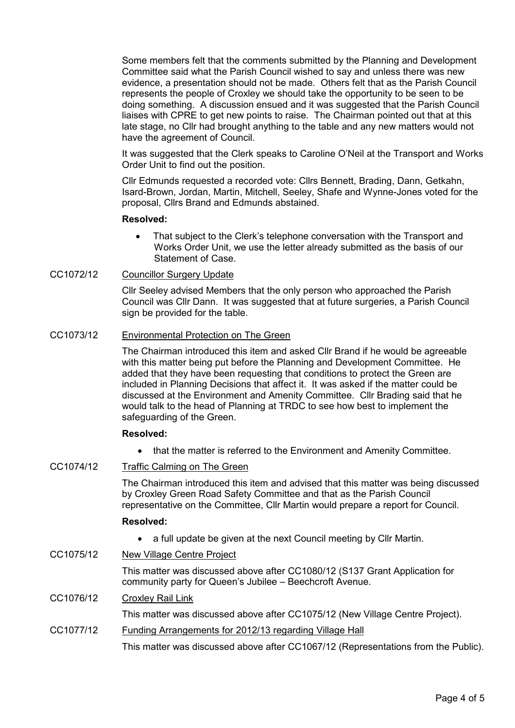Some members felt that the comments submitted by the Planning and Development Committee said what the Parish Council wished to say and unless there was new evidence, a presentation should not be made. Others felt that as the Parish Council represents the people of Croxley we should take the opportunity to be seen to be doing something. A discussion ensued and it was suggested that the Parish Council liaises with CPRE to get new points to raise. The Chairman pointed out that at this late stage, no Cllr had brought anything to the table and any new matters would not have the agreement of Council.

It was suggested that the Clerk speaks to Caroline O'Neil at the Transport and Works Order Unit to find out the position.

Cllr Edmunds requested a recorded vote: Cllrs Bennett, Brading, Dann, Getkahn, Isard-Brown, Jordan, Martin, Mitchell, Seeley, Shafe and Wynne-Jones voted for the proposal, Cllrs Brand and Edmunds abstained.

**Resolved:**

- That subject to the Clerk's telephone conversation with the Transport and Works Order Unit, we use the letter already submitted as the basis of our Statement of Case.

CC1072/12 Councillor Surgery Update

Cllr Seeley advised Members that the only person who approached the Parish Council was Cllr Dann. It was suggested that at future surgeries, a Parish Council sign be provided for the table.

CC1073/12 Environmental Protection on The Green

The Chairman introduced this item and asked Cllr Brand if he would be agreeable with this matter being put before the Planning and Development Committee. He added that they have been requesting that conditions to protect the Green are included in Planning Decisions that affect it. It was asked if the matter could be discussed at the Environment and Amenity Committee. Cllr Brading said that he would talk to the head of Planning at TRDC to see how best to implement the safeguarding of the Green.

**Resolved:**

- that the matter is referred to the Environment and Amenity Committee.

CC1074/12 Traffic Calming on The Green

The Chairman introduced this item and advised that this matter was being discussed by Croxley Green Road Safety Committee and that as the Parish Council representative on the Committee, Cllr Martin would prepare a report for Council.

**Resolved:**

- a full update be given at the next Council meeting by Cllr Martin.

CC1075/12 New Village Centre Project

This matter was discussed above after CC1080/12 (S137 Grant Application for community party for Queen's Jubilee – Beechcroft Avenue.

CC1076/12 Croxley Rail Link

This matter was discussed above after CC1075/12 (New Village Centre Project).

CC1077/12 Funding Arrangements for 2012/13 regarding Village Hall

This matter was discussed above after CC1067/12 (Representations from the Public).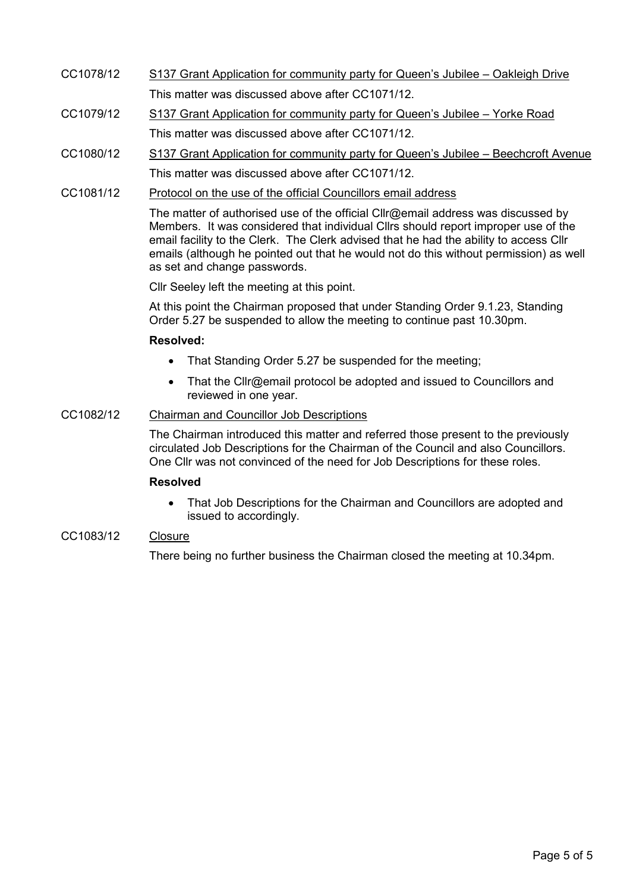CC1078/12 S137 Grant Application for community party for Queen's Jubilee – Oakleigh Drive

This matter was discussed above after CC1071/12.

CC1079/12 S137 Grant Application for community party for Queen's Jubilee – Yorke Road

This matter was discussed above after CC1071/12.

CC1080/12 S137 Grant Application for community party for Queen's Jubilee – Beechcroft Avenue

This matter was discussed above after CC1071/12.

CC1081/12 Protocol on the use of the official Councillors email address

The matter of authorised use of the official Cllr@email address was discussed by Members. It was considered that individual Cllrs should report improper use of the email facility to the Clerk. The Clerk advised that he had the ability to access Cllr emails (although he pointed out that he would not do this without permission) as well as set and change passwords.

Cllr Seeley left the meeting at this point.

At this point the Chairman proposed that under Standing Order 9.1.23, Standing Order 5.27 be suspended to allow the meeting to continue past 10.30pm.

**Resolved:**

- That Standing Order 5.27 be suspended for the meeting;
- That the Cllr@email protocol be adopted and issued to Councillors and reviewed in one year.

CC1082/12 Chairman and Councillor Job Descriptions

The Chairman introduced this matter and referred those present to the previously circulated Job Descriptions for the Chairman of the Council and also Councillors. One Cllr was not convinced of the need for Job Descriptions for these roles.

**Resolved**

- That Job Descriptions for the Chairman and Councillors are adopted and issued to accordingly.

CC1083/12 Closure

There being no further business the Chairman closed the meeting at 10.34pm.